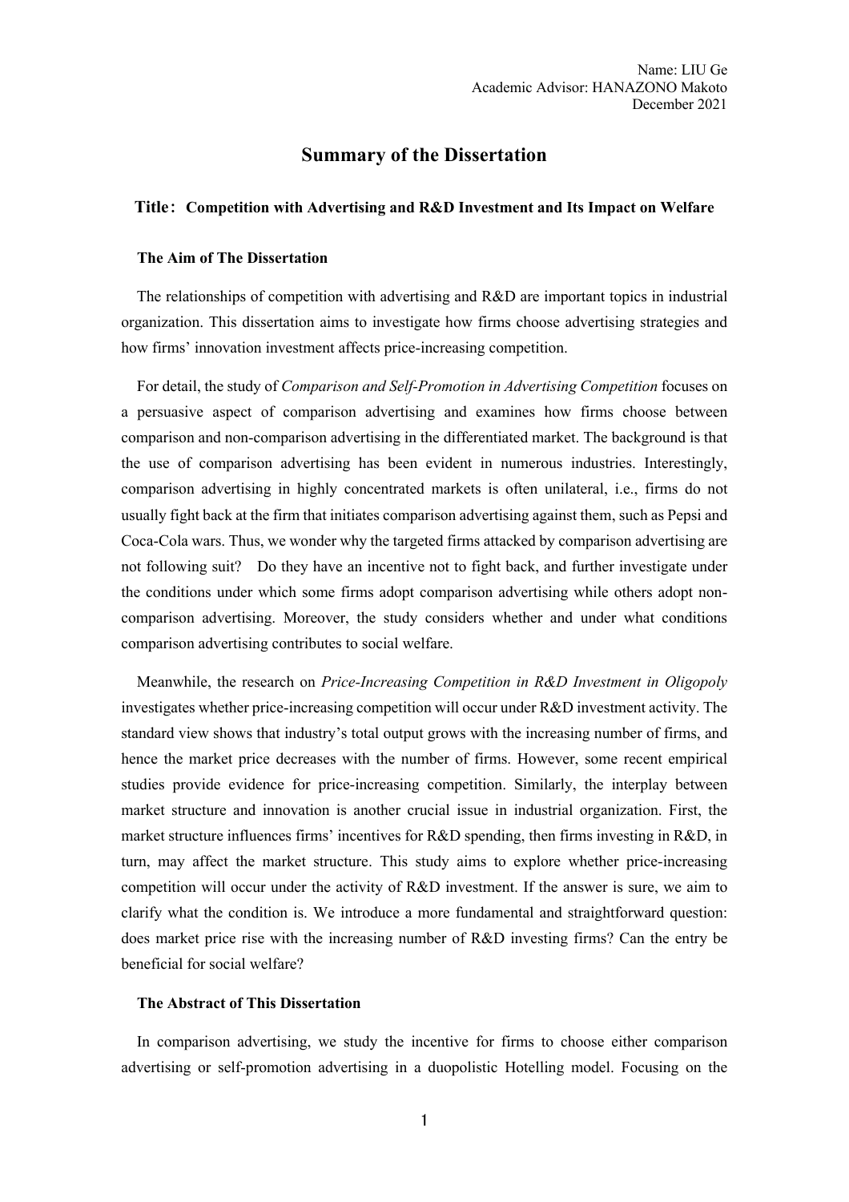Name: LIU Ge
Academic Advisor: HANAZONO Makoto
December 2021

# Summary of the Dissertation

**Title**：**Competition with Advertising and R&D Investment and Its Impact on Welfare**

### The Aim of The Dissertation

The relationships of competition with advertising and R&D are important topics in industrial organization. This dissertation aims to investigate how firms choose advertising strategies and how firms' innovation investment affects price-increasing competition.

For detail, the study of *Comparison and Self-Promotion in Advertising Competition* focuses on a persuasive aspect of comparison advertising and examines how firms choose between comparison and non-comparison advertising in the differentiated market. The background is that the use of comparison advertising has been evident in numerous industries. Interestingly, comparison advertising in highly concentrated markets is often unilateral, i.e., firms do not usually fight back at the firm that initiates comparison advertising against them, such as Pepsi and Coca-Cola wars. Thus, we wonder why the targeted firms attacked by comparison advertising are not following suit? Do they have an incentive not to fight back, and further investigate under the conditions under which some firms adopt comparison advertising while others adopt non-comparison advertising. Moreover, the study considers whether and under what conditions comparison advertising contributes to social welfare.

Meanwhile, the research on *Price-Increasing Competition in R&D Investment in Oligopoly* investigates whether price-increasing competition will occur under R&D investment activity. The standard view shows that industry's total output grows with the increasing number of firms, and hence the market price decreases with the number of firms. However, some recent empirical studies provide evidence for price-increasing competition. Similarly, the interplay between market structure and innovation is another crucial issue in industrial organization. First, the market structure influences firms' incentives for R&D spending, then firms investing in R&D, in turn, may affect the market structure. This study aims to explore whether price-increasing competition will occur under the activity of R&D investment. If the answer is sure, we aim to clarify what the condition is. We introduce a more fundamental and straightforward question: does market price rise with the increasing number of R&D investing firms? Can the entry be beneficial for social welfare?

### The Abstract of This Dissertation

In comparison advertising, we study the incentive for firms to choose either comparison advertising or self-promotion advertising in a duopolistic Hotelling model. Focusing on the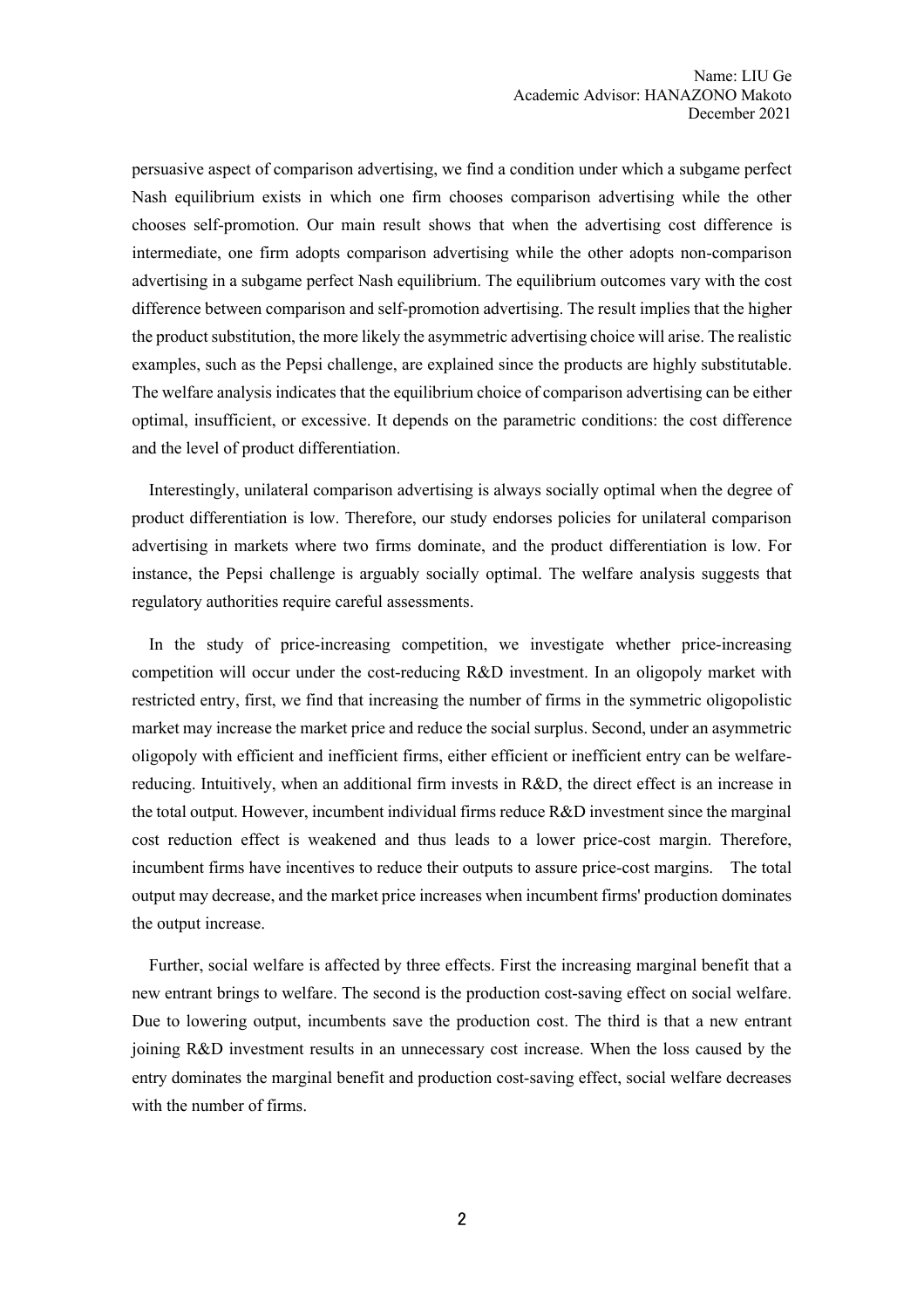persuasive aspect of comparison advertising, we find a condition under which a subgame perfect Nash equilibrium exists in which one firm chooses comparison advertising while the other chooses self-promotion. Our main result shows that when the advertising cost difference is intermediate, one firm adopts comparison advertising while the other adopts non-comparison advertising in a subgame perfect Nash equilibrium. The equilibrium outcomes vary with the cost difference between comparison and self-promotion advertising. The result implies that the higher the product substitution, the more likely the asymmetric advertising choice will arise. The realistic examples, such as the Pepsi challenge, are explained since the products are highly substitutable. The welfare analysis indicates that the equilibrium choice of comparison advertising can be either optimal, insufficient, or excessive. It depends on the parametric conditions: the cost difference and the level of product differentiation.

Interestingly, unilateral comparison advertising is always socially optimal when the degree of product differentiation is low. Therefore, our study endorses policies for unilateral comparison advertising in markets where two firms dominate, and the product differentiation is low. For instance, the Pepsi challenge is arguably socially optimal. The welfare analysis suggests that regulatory authorities require careful assessments.

In the study of price-increasing competition, we investigate whether price-increasing competition will occur under the cost-reducing R&D investment. In an oligopoly market with restricted entry, first, we find that increasing the number of firms in the symmetric oligopolistic market may increase the market price and reduce the social surplus. Second, under an asymmetric oligopoly with efficient and inefficient firms, either efficient or inefficient entry can be welfare-reducing. Intuitively, when an additional firm invests in R&D, the direct effect is an increase in the total output. However, incumbent individual firms reduce R&D investment since the marginal cost reduction effect is weakened and thus leads to a lower price-cost margin. Therefore, incumbent firms have incentives to reduce their outputs to assure price-cost margins. The total output may decrease, and the market price increases when incumbent firms' production dominates the output increase.

Further, social welfare is affected by three effects. First the increasing marginal benefit that a new entrant brings to welfare. The second is the production cost-saving effect on social welfare. Due to lowering output, incumbents save the production cost. The third is that a new entrant joining R&D investment results in an unnecessary cost increase. When the loss caused by the entry dominates the marginal benefit and production cost-saving effect, social welfare decreases with the number of firms.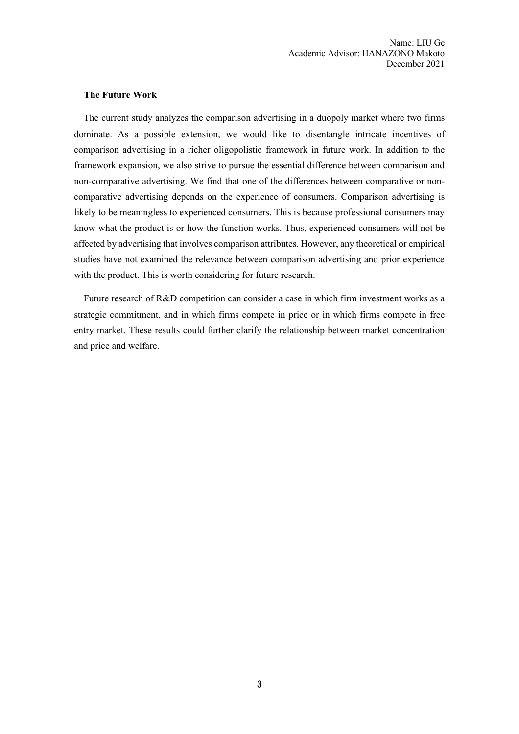Name: LIU Ge
Academic Advisor: HANAZONO Makoto
December 2021

**The Future Work**

The current study analyzes the comparison advertising in a duopoly market where two firms dominate. As a possible extension, we would like to disentangle intricate incentives of comparison advertising in a richer oligopolistic framework in future work. In addition to the framework expansion, we also strive to pursue the essential difference between comparison and non-comparative advertising. We find that one of the differences between comparative or non-comparative advertising depends on the experience of consumers. Comparison advertising is likely to be meaningless to experienced consumers. This is because professional consumers may know what the product is or how the function works. Thus, experienced consumers will not be affected by advertising that involves comparison attributes. However, any theoretical or empirical studies have not examined the relevance between comparison advertising and prior experience with the product. This is worth considering for future research.

Future research of R&D competition can consider a case in which firm investment works as a strategic commitment, and in which firms compete in price or in which firms compete in free entry market. These results could further clarify the relationship between market concentration and price and welfare.